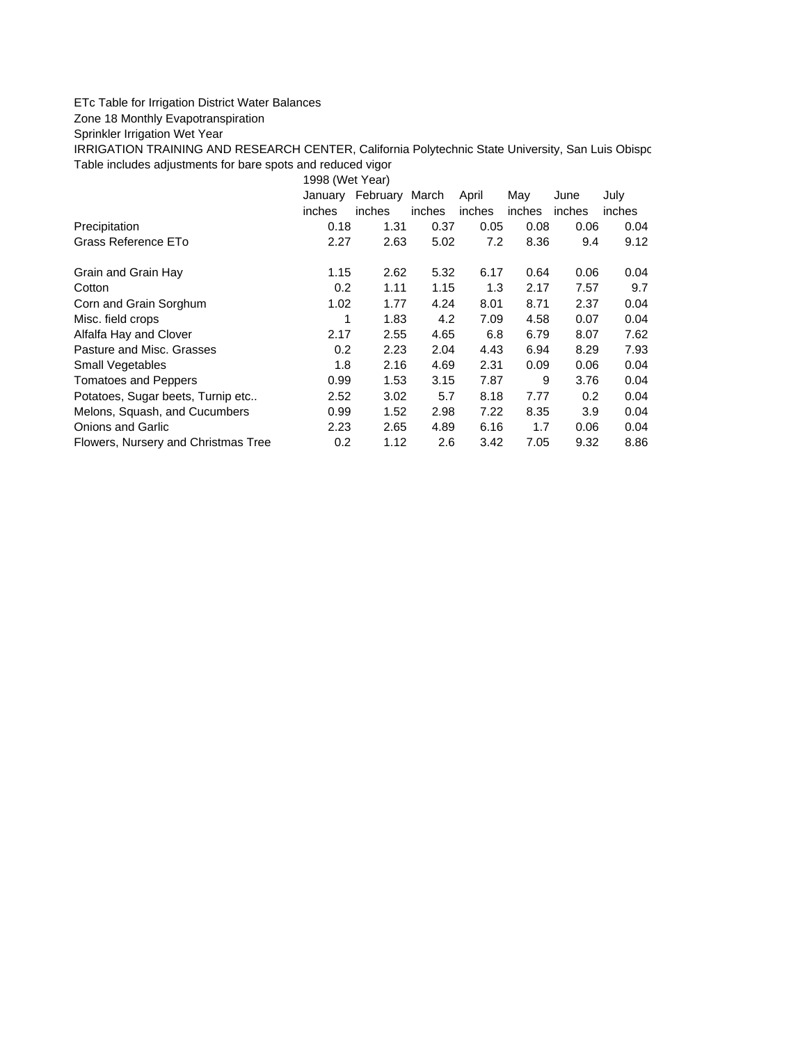ETc Table for Irrigation District Water Balances

Zone 18 Monthly Evapotranspiration

Sprinkler Irrigation Wet Year

IRRIGATION TRAINING AND RESEARCH CENTER, California Polytechnic State University, San Luis Obispo

Table includes adjustments for bare spots and reduced vigor

| | 1998 (Wet Year) | | | | | | |
|---|---|---|---|---|---|---|---|
| | January | February | March | April | May | June | July |
| | inches | inches | inches | inches | inches | inches | inches |
| Precipitation | 0.18 | 1.31 | 0.37 | 0.05 | 0.08 | 0.06 | 0.04 |
| Grass Reference ETo | 2.27 | 2.63 | 5.02 | 7.2 | 8.36 | 9.4 | 9.12 |
| | | | | | | | |
| Grain and Grain Hay | 1.15 | 2.62 | 5.32 | 6.17 | 0.64 | 0.06 | 0.04 |
| Cotton | 0.2 | 1.11 | 1.15 | 1.3 | 2.17 | 7.57 | 9.7 |
| Corn and Grain Sorghum | 1.02 | 1.77 | 4.24 | 8.01 | 8.71 | 2.37 | 0.04 |
| Misc. field crops | 1 | 1.83 | 4.2 | 7.09 | 4.58 | 0.07 | 0.04 |
| Alfalfa Hay and Clover | 2.17 | 2.55 | 4.65 | 6.8 | 6.79 | 8.07 | 7.62 |
| Pasture and Misc. Grasses | 0.2 | 2.23 | 2.04 | 4.43 | 6.94 | 8.29 | 7.93 |
| Small Vegetables | 1.8 | 2.16 | 4.69 | 2.31 | 0.09 | 0.06 | 0.04 |
| Tomatoes and Peppers | 0.99 | 1.53 | 3.15 | 7.87 | 9 | 3.76 | 0.04 |
| Potatoes, Sugar beets, Turnip etc.. | 2.52 | 3.02 | 5.7 | 8.18 | 7.77 | 0.2 | 0.04 |
| Melons, Squash, and Cucumbers | 0.99 | 1.52 | 2.98 | 7.22 | 8.35 | 3.9 | 0.04 |
| Onions and Garlic | 2.23 | 2.65 | 4.89 | 6.16 | 1.7 | 0.06 | 0.04 |
| Flowers, Nursery and Christmas Tree | 0.2 | 1.12 | 2.6 | 3.42 | 7.05 | 9.32 | 8.86 |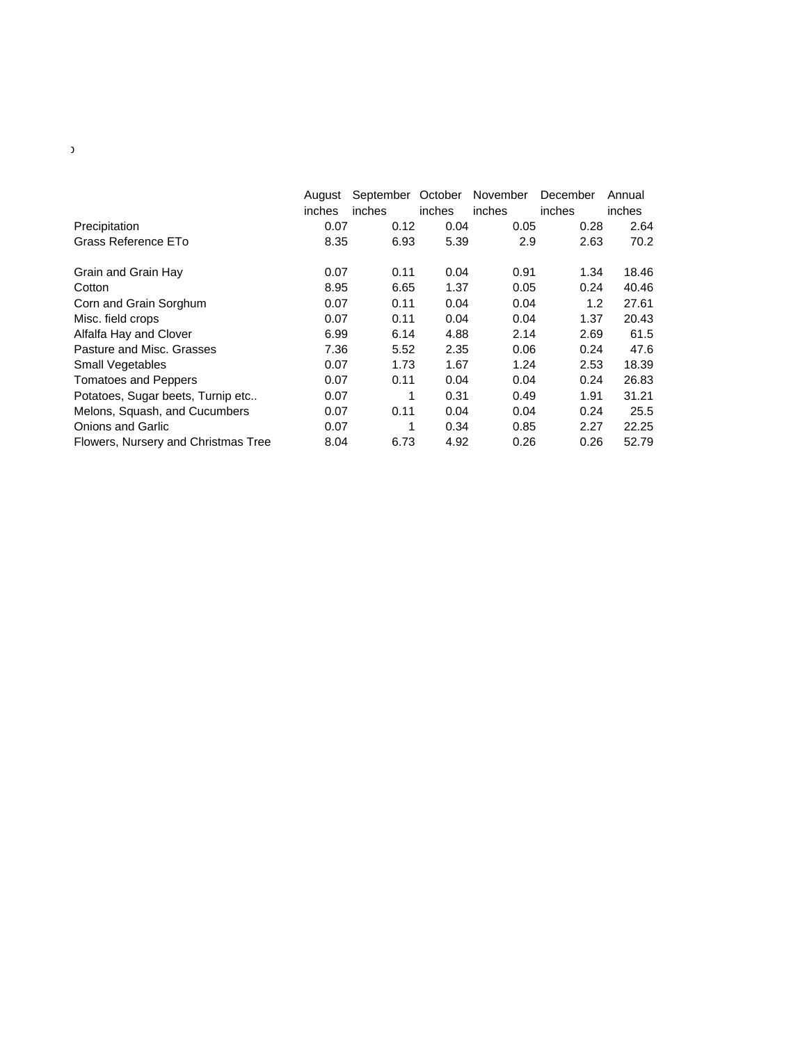)

| | August inches | September inches | October inches | November inches | December inches | Annual inches |
|---|---|---|---|---|---|---|
| Precipitation | 0.07 | 0.12 | 0.04 | 0.05 | 0.28 | 2.64 |
| Grass Reference ETo | 8.35 | 6.93 | 5.39 | 2.9 | 2.63 | 70.2 |
| | | | | | | |
| Grain and Grain Hay | 0.07 | 0.11 | 0.04 | 0.91 | 1.34 | 18.46 |
| Cotton | 8.95 | 6.65 | 1.37 | 0.05 | 0.24 | 40.46 |
| Corn and Grain Sorghum | 0.07 | 0.11 | 0.04 | 0.04 | 1.2 | 27.61 |
| Misc. field crops | 0.07 | 0.11 | 0.04 | 0.04 | 1.37 | 20.43 |
| Alfalfa Hay and Clover | 6.99 | 6.14 | 4.88 | 2.14 | 2.69 | 61.5 |
| Pasture and Misc. Grasses | 7.36 | 5.52 | 2.35 | 0.06 | 0.24 | 47.6 |
| Small Vegetables | 0.07 | 1.73 | 1.67 | 1.24 | 2.53 | 18.39 |
| Tomatoes and Peppers | 0.07 | 0.11 | 0.04 | 0.04 | 0.24 | 26.83 |
| Potatoes, Sugar beets, Turnip etc.. | 0.07 | 1 | 0.31 | 0.49 | 1.91 | 31.21 |
| Melons, Squash, and Cucumbers | 0.07 | 0.11 | 0.04 | 0.04 | 0.24 | 25.5 |
| Onions and Garlic | 0.07 | 1 | 0.34 | 0.85 | 2.27 | 22.25 |
| Flowers, Nursery and Christmas Tree | 8.04 | 6.73 | 4.92 | 0.26 | 0.26 | 52.79 |